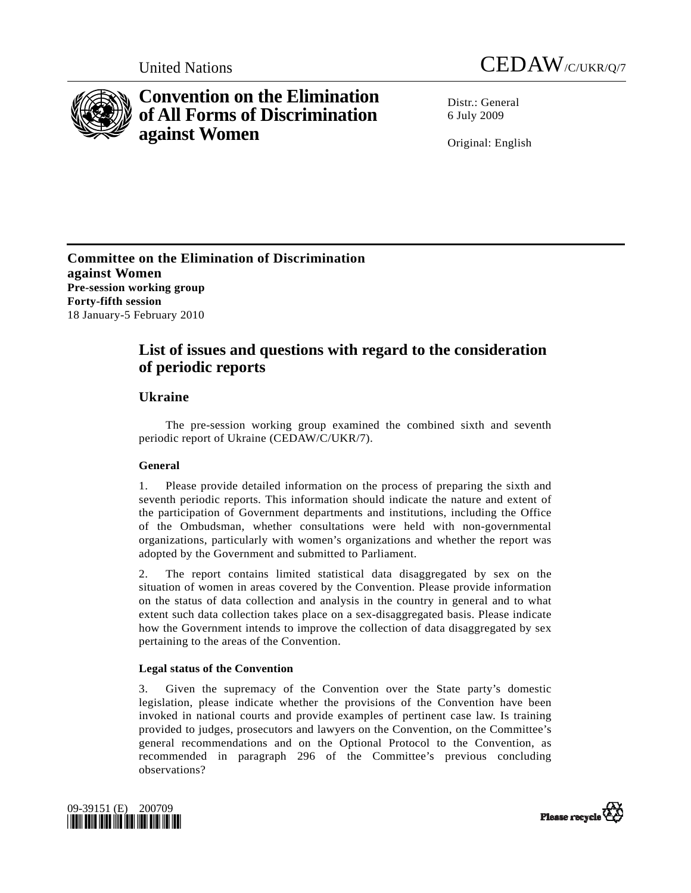United Nations CEDAW/C/UKR/Q/7

# Convention on the Elimination of All Forms of Discrimination against Women

Distr.: General
6 July 2009

Original: English

**Committee on the Elimination of Discrimination against Women**
**Pre-session working group**
**Forty-fifth session**
18 January-5 February 2010

## List of issues and questions with regard to the consideration of periodic reports

### Ukraine

The pre-session working group examined the combined sixth and seventh periodic report of Ukraine (CEDAW/C/UKR/7).

#### General

1. Please provide detailed information on the process of preparing the sixth and seventh periodic reports. This information should indicate the nature and extent of the participation of Government departments and institutions, including the Office of the Ombudsman, whether consultations were held with non-governmental organizations, particularly with women's organizations and whether the report was adopted by the Government and submitted to Parliament.

2. The report contains limited statistical data disaggregated by sex on the situation of women in areas covered by the Convention. Please provide information on the status of data collection and analysis in the country in general and to what extent such data collection takes place on a sex-disaggregated basis. Please indicate how the Government intends to improve the collection of data disaggregated by sex pertaining to the areas of the Convention.

#### Legal status of the Convention

3. Given the supremacy of the Convention over the State party's domestic legislation, please indicate whether the provisions of the Convention have been invoked in national courts and provide examples of pertinent case law. Is training provided to judges, prosecutors and lawyers on the Convention, on the Committee's general recommendations and on the Optional Protocol to the Convention, as recommended in paragraph 296 of the Committee's previous concluding observations?

09-39151 (E) 200709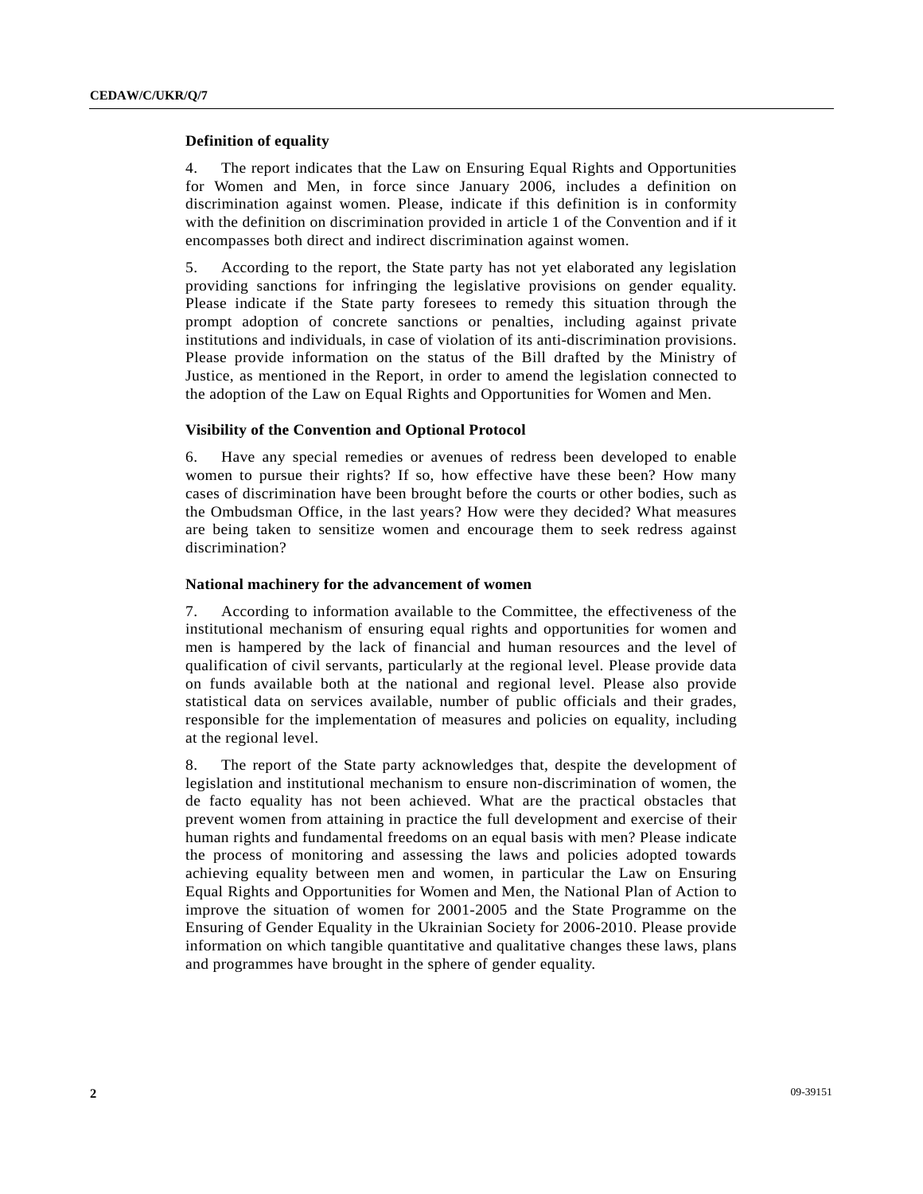### Definition of equality

4. The report indicates that the Law on Ensuring Equal Rights and Opportunities for Women and Men, in force since January 2006, includes a definition on discrimination against women. Please, indicate if this definition is in conformity with the definition on discrimination provided in article 1 of the Convention and if it encompasses both direct and indirect discrimination against women.

5. According to the report, the State party has not yet elaborated any legislation providing sanctions for infringing the legislative provisions on gender equality. Please indicate if the State party foresees to remedy this situation through the prompt adoption of concrete sanctions or penalties, including against private institutions and individuals, in case of violation of its anti-discrimination provisions. Please provide information on the status of the Bill drafted by the Ministry of Justice, as mentioned in the Report, in order to amend the legislation connected to the adoption of the Law on Equal Rights and Opportunities for Women and Men.

### Visibility of the Convention and Optional Protocol

6. Have any special remedies or avenues of redress been developed to enable women to pursue their rights? If so, how effective have these been? How many cases of discrimination have been brought before the courts or other bodies, such as the Ombudsman Office, in the last years? How were they decided? What measures are being taken to sensitize women and encourage them to seek redress against discrimination?

### National machinery for the advancement of women

7. According to information available to the Committee, the effectiveness of the institutional mechanism of ensuring equal rights and opportunities for women and men is hampered by the lack of financial and human resources and the level of qualification of civil servants, particularly at the regional level. Please provide data on funds available both at the national and regional level. Please also provide statistical data on services available, number of public officials and their grades, responsible for the implementation of measures and policies on equality, including at the regional level.

8. The report of the State party acknowledges that, despite the development of legislation and institutional mechanism to ensure non-discrimination of women, the de facto equality has not been achieved. What are the practical obstacles that prevent women from attaining in practice the full development and exercise of their human rights and fundamental freedoms on an equal basis with men? Please indicate the process of monitoring and assessing the laws and policies adopted towards achieving equality between men and women, in particular the Law on Ensuring Equal Rights and Opportunities for Women and Men, the National Plan of Action to improve the situation of women for 2001-2005 and the State Programme on the Ensuring of Gender Equality in the Ukrainian Society for 2006-2010. Please provide information on which tangible quantitative and qualitative changes these laws, plans and programmes have brought in the sphere of gender equality.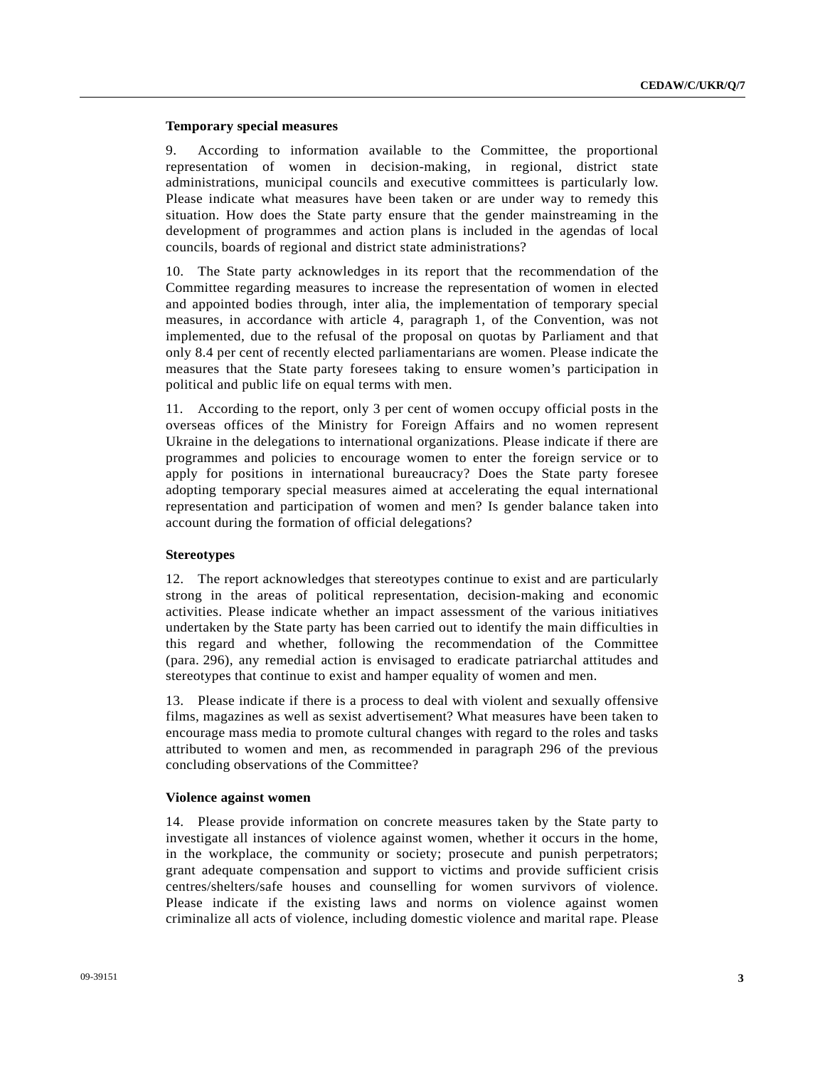### Temporary special measures

9. According to information available to the Committee, the proportional representation of women in decision-making, in regional, district state administrations, municipal councils and executive committees is particularly low. Please indicate what measures have been taken or are under way to remedy this situation. How does the State party ensure that the gender mainstreaming in the development of programmes and action plans is included in the agendas of local councils, boards of regional and district state administrations?

10. The State party acknowledges in its report that the recommendation of the Committee regarding measures to increase the representation of women in elected and appointed bodies through, inter alia, the implementation of temporary special measures, in accordance with article 4, paragraph 1, of the Convention, was not implemented, due to the refusal of the proposal on quotas by Parliament and that only 8.4 per cent of recently elected parliamentarians are women. Please indicate the measures that the State party foresees taking to ensure women's participation in political and public life on equal terms with men.

11. According to the report, only 3 per cent of women occupy official posts in the overseas offices of the Ministry for Foreign Affairs and no women represent Ukraine in the delegations to international organizations. Please indicate if there are programmes and policies to encourage women to enter the foreign service or to apply for positions in international bureaucracy? Does the State party foresee adopting temporary special measures aimed at accelerating the equal international representation and participation of women and men? Is gender balance taken into account during the formation of official delegations?

### Stereotypes

12. The report acknowledges that stereotypes continue to exist and are particularly strong in the areas of political representation, decision-making and economic activities. Please indicate whether an impact assessment of the various initiatives undertaken by the State party has been carried out to identify the main difficulties in this regard and whether, following the recommendation of the Committee (para. 296), any remedial action is envisaged to eradicate patriarchal attitudes and stereotypes that continue to exist and hamper equality of women and men.

13. Please indicate if there is a process to deal with violent and sexually offensive films, magazines as well as sexist advertisement? What measures have been taken to encourage mass media to promote cultural changes with regard to the roles and tasks attributed to women and men, as recommended in paragraph 296 of the previous concluding observations of the Committee?

### Violence against women

14. Please provide information on concrete measures taken by the State party to investigate all instances of violence against women, whether it occurs in the home, in the workplace, the community or society; prosecute and punish perpetrators; grant adequate compensation and support to victims and provide sufficient crisis centres/shelters/safe houses and counselling for women survivors of violence. Please indicate if the existing laws and norms on violence against women criminalize all acts of violence, including domestic violence and marital rape. Please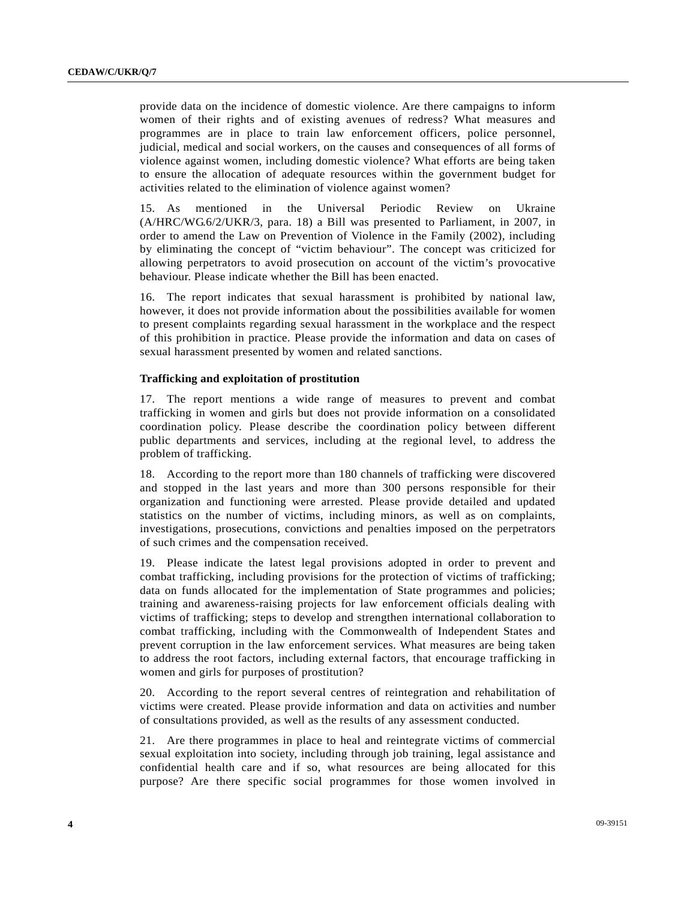provide data on the incidence of domestic violence. Are there campaigns to inform women of their rights and of existing avenues of redress? What measures and programmes are in place to train law enforcement officers, police personnel, judicial, medical and social workers, on the causes and consequences of all forms of violence against women, including domestic violence? What efforts are being taken to ensure the allocation of adequate resources within the government budget for activities related to the elimination of violence against women?

15. As mentioned in the Universal Periodic Review on Ukraine (A/HRC/WG.6/2/UKR/3, para. 18) a Bill was presented to Parliament, in 2007, in order to amend the Law on Prevention of Violence in the Family (2002), including by eliminating the concept of "victim behaviour". The concept was criticized for allowing perpetrators to avoid prosecution on account of the victim's provocative behaviour. Please indicate whether the Bill has been enacted.

16. The report indicates that sexual harassment is prohibited by national law, however, it does not provide information about the possibilities available for women to present complaints regarding sexual harassment in the workplace and the respect of this prohibition in practice. Please provide the information and data on cases of sexual harassment presented by women and related sanctions.

**Trafficking and exploitation of prostitution**

17. The report mentions a wide range of measures to prevent and combat trafficking in women and girls but does not provide information on a consolidated coordination policy. Please describe the coordination policy between different public departments and services, including at the regional level, to address the problem of trafficking.

18. According to the report more than 180 channels of trafficking were discovered and stopped in the last years and more than 300 persons responsible for their organization and functioning were arrested. Please provide detailed and updated statistics on the number of victims, including minors, as well as on complaints, investigations, prosecutions, convictions and penalties imposed on the perpetrators of such crimes and the compensation received.

19. Please indicate the latest legal provisions adopted in order to prevent and combat trafficking, including provisions for the protection of victims of trafficking; data on funds allocated for the implementation of State programmes and policies; training and awareness-raising projects for law enforcement officials dealing with victims of trafficking; steps to develop and strengthen international collaboration to combat trafficking, including with the Commonwealth of Independent States and prevent corruption in the law enforcement services. What measures are being taken to address the root factors, including external factors, that encourage trafficking in women and girls for purposes of prostitution?

20. According to the report several centres of reintegration and rehabilitation of victims were created. Please provide information and data on activities and number of consultations provided, as well as the results of any assessment conducted.

21. Are there programmes in place to heal and reintegrate victims of commercial sexual exploitation into society, including through job training, legal assistance and confidential health care and if so, what resources are being allocated for this purpose? Are there specific social programmes for those women involved in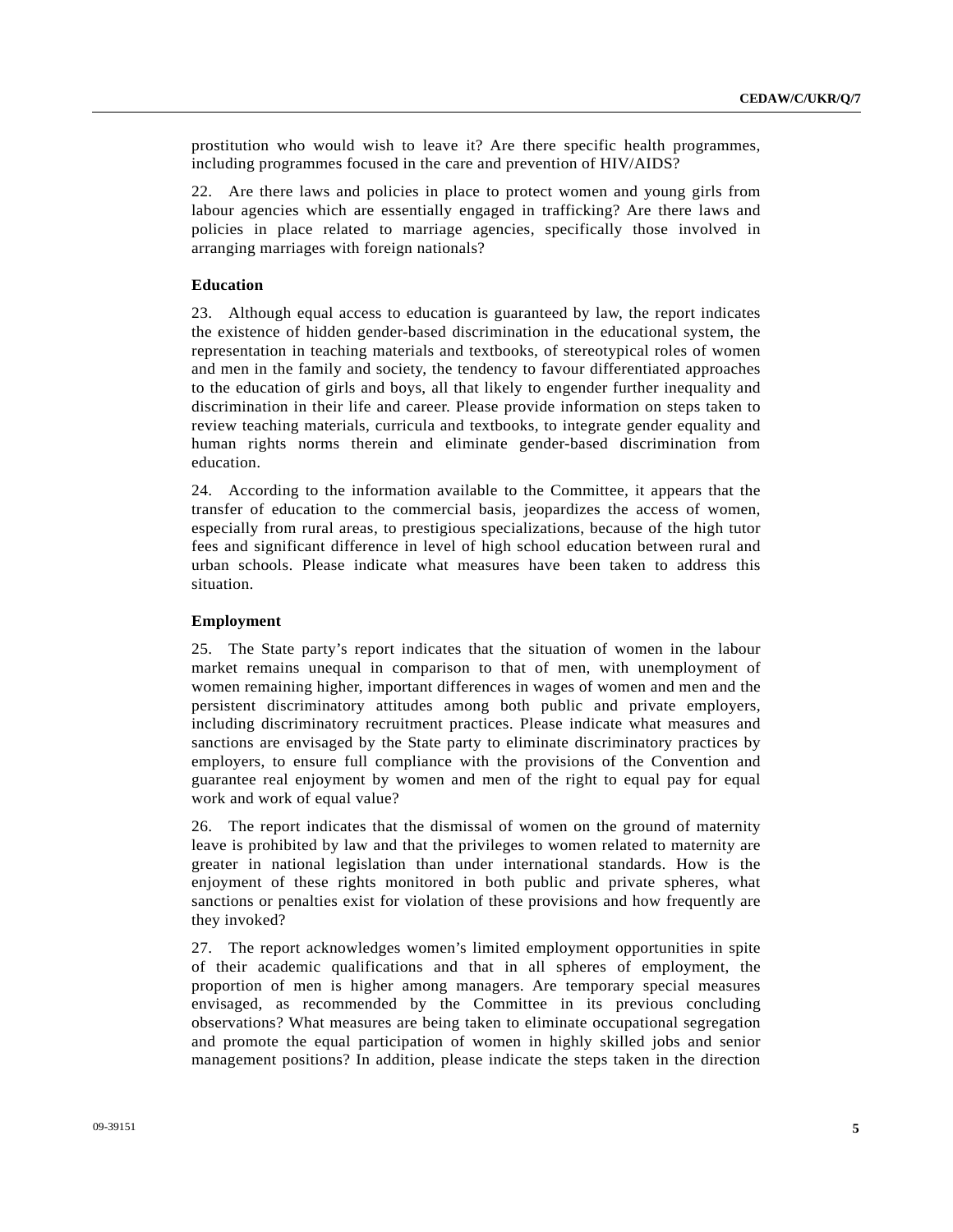prostitution who would wish to leave it? Are there specific health programmes, including programmes focused in the care and prevention of HIV/AIDS?

22. Are there laws and policies in place to protect women and young girls from labour agencies which are essentially engaged in trafficking? Are there laws and policies in place related to marriage agencies, specifically those involved in arranging marriages with foreign nationals?

### Education

23. Although equal access to education is guaranteed by law, the report indicates the existence of hidden gender-based discrimination in the educational system, the representation in teaching materials and textbooks, of stereotypical roles of women and men in the family and society, the tendency to favour differentiated approaches to the education of girls and boys, all that likely to engender further inequality and discrimination in their life and career. Please provide information on steps taken to review teaching materials, curricula and textbooks, to integrate gender equality and human rights norms therein and eliminate gender-based discrimination from education.

24. According to the information available to the Committee, it appears that the transfer of education to the commercial basis, jeopardizes the access of women, especially from rural areas, to prestigious specializations, because of the high tutor fees and significant difference in level of high school education between rural and urban schools. Please indicate what measures have been taken to address this situation.

### Employment

25. The State party's report indicates that the situation of women in the labour market remains unequal in comparison to that of men, with unemployment of women remaining higher, important differences in wages of women and men and the persistent discriminatory attitudes among both public and private employers, including discriminatory recruitment practices. Please indicate what measures and sanctions are envisaged by the State party to eliminate discriminatory practices by employers, to ensure full compliance with the provisions of the Convention and guarantee real enjoyment by women and men of the right to equal pay for equal work and work of equal value?

26. The report indicates that the dismissal of women on the ground of maternity leave is prohibited by law and that the privileges to women related to maternity are greater in national legislation than under international standards. How is the enjoyment of these rights monitored in both public and private spheres, what sanctions or penalties exist for violation of these provisions and how frequently are they invoked?

27. The report acknowledges women's limited employment opportunities in spite of their academic qualifications and that in all spheres of employment, the proportion of men is higher among managers. Are temporary special measures envisaged, as recommended by the Committee in its previous concluding observations? What measures are being taken to eliminate occupational segregation and promote the equal participation of women in highly skilled jobs and senior management positions? In addition, please indicate the steps taken in the direction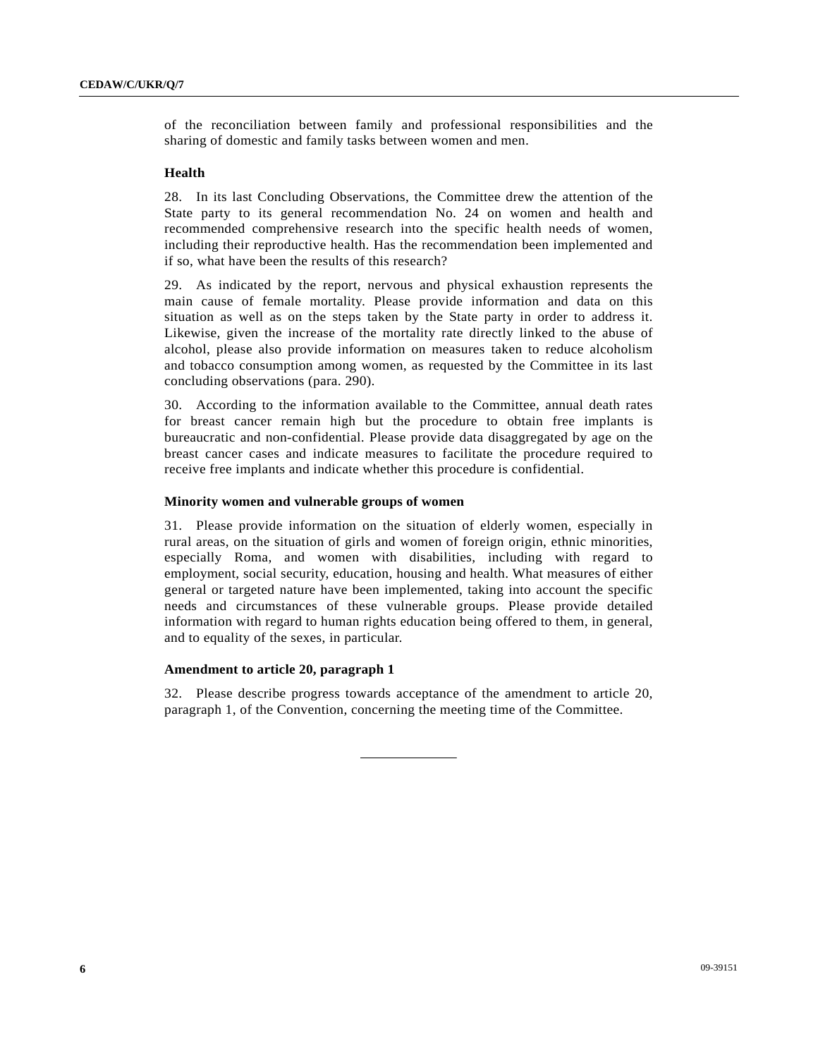of the reconciliation between family and professional responsibilities and the sharing of domestic and family tasks between women and men.

### Health

28. In its last Concluding Observations, the Committee drew the attention of the State party to its general recommendation No. 24 on women and health and recommended comprehensive research into the specific health needs of women, including their reproductive health. Has the recommendation been implemented and if so, what have been the results of this research?

29. As indicated by the report, nervous and physical exhaustion represents the main cause of female mortality. Please provide information and data on this situation as well as on the steps taken by the State party in order to address it. Likewise, given the increase of the mortality rate directly linked to the abuse of alcohol, please also provide information on measures taken to reduce alcoholism and tobacco consumption among women, as requested by the Committee in its last concluding observations (para. 290).

30. According to the information available to the Committee, annual death rates for breast cancer remain high but the procedure to obtain free implants is bureaucratic and non-confidential. Please provide data disaggregated by age on the breast cancer cases and indicate measures to facilitate the procedure required to receive free implants and indicate whether this procedure is confidential.

### Minority women and vulnerable groups of women

31. Please provide information on the situation of elderly women, especially in rural areas, on the situation of girls and women of foreign origin, ethnic minorities, especially Roma, and women with disabilities, including with regard to employment, social security, education, housing and health. What measures of either general or targeted nature have been implemented, taking into account the specific needs and circumstances of these vulnerable groups. Please provide detailed information with regard to human rights education being offered to them, in general, and to equality of the sexes, in particular.

### Amendment to article 20, paragraph 1

32. Please describe progress towards acceptance of the amendment to article 20, paragraph 1, of the Convention, concerning the meeting time of the Committee.